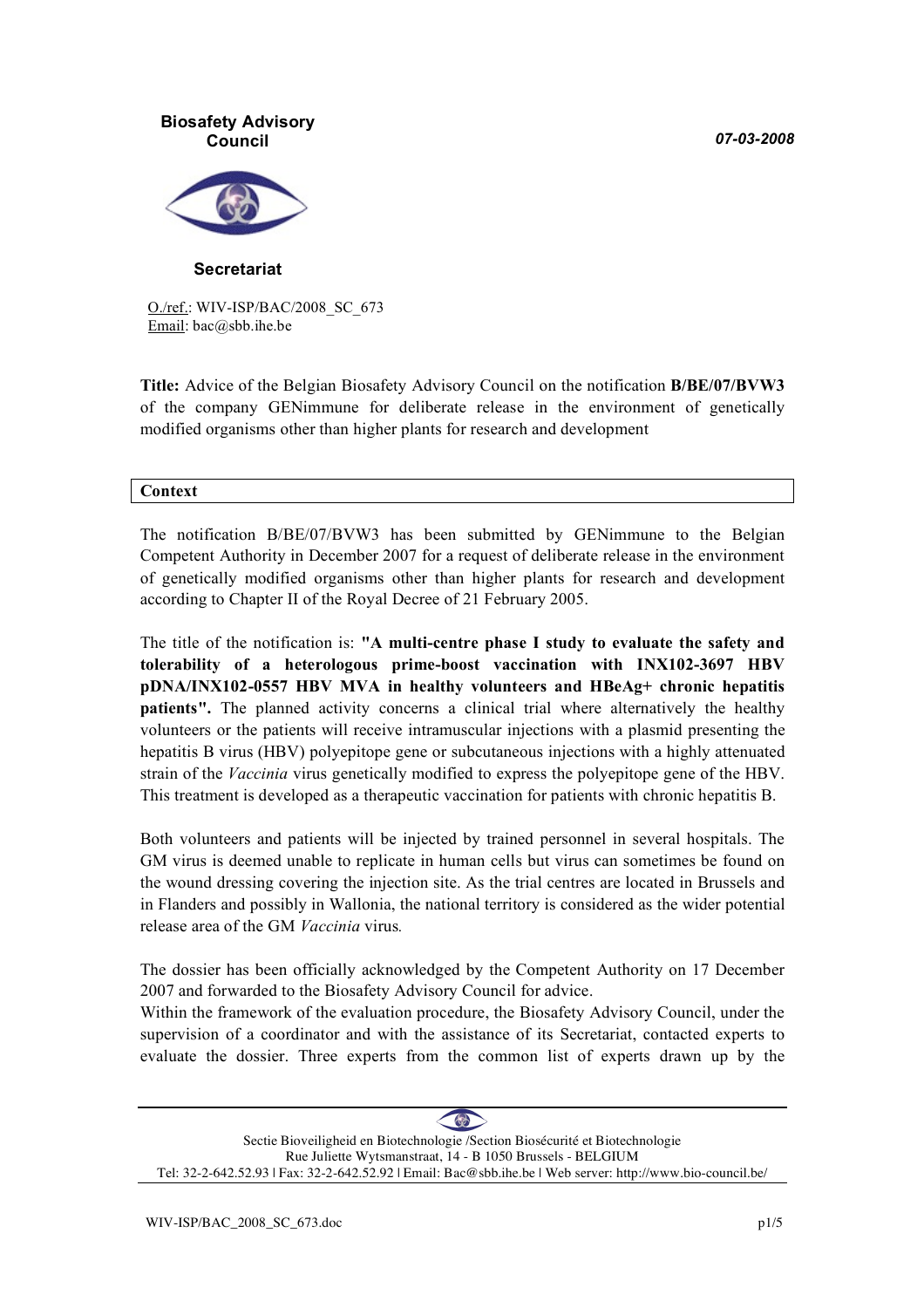**Biosafety Advisory Council**

**Secretariat**

*07-03-2008*

O./ref.: WIV-ISP/BAC/2008_SC_673
Email: bac@sbb.ihe.be

**Title:** Advice of the Belgian Biosafety Advisory Council on the notification **B/BE/07/BVW3** of the company GENimmune for deliberate release in the environment of genetically modified organisms other than higher plants for research and development

## Context

The notification B/BE/07/BVW3 has been submitted by GENimmune to the Belgian Competent Authority in December 2007 for a request of deliberate release in the environment of genetically modified organisms other than higher plants for research and development according to Chapter II of the Royal Decree of 21 February 2005.

The title of the notification is: **"A multi-centre phase I study to evaluate the safety and tolerability of a heterologous prime-boost vaccination with INX102-3697 HBV pDNA/INX102-0557 HBV MVA in healthy volunteers and HBeAg+ chronic hepatitis patients".** The planned activity concerns a clinical trial where alternatively the healthy volunteers or the patients will receive intramuscular injections with a plasmid presenting the hepatitis B virus (HBV) polyepitope gene or subcutaneous injections with a highly attenuated strain of the *Vaccinia* virus genetically modified to express the polyepitope gene of the HBV. This treatment is developed as a therapeutic vaccination for patients with chronic hepatitis B.

Both volunteers and patients will be injected by trained personnel in several hospitals. The GM virus is deemed unable to replicate in human cells but virus can sometimes be found on the wound dressing covering the injection site. As the trial centres are located in Brussels and in Flanders and possibly in Wallonia, the national territory is considered as the wider potential release area of the GM *Vaccinia* virus.

The dossier has been officially acknowledged by the Competent Authority on 17 December 2007 and forwarded to the Biosafety Advisory Council for advice.
Within the framework of the evaluation procedure, the Biosafety Advisory Council, under the supervision of a coordinator and with the assistance of its Secretariat, contacted experts to evaluate the dossier. Three experts from the common list of experts drawn up by the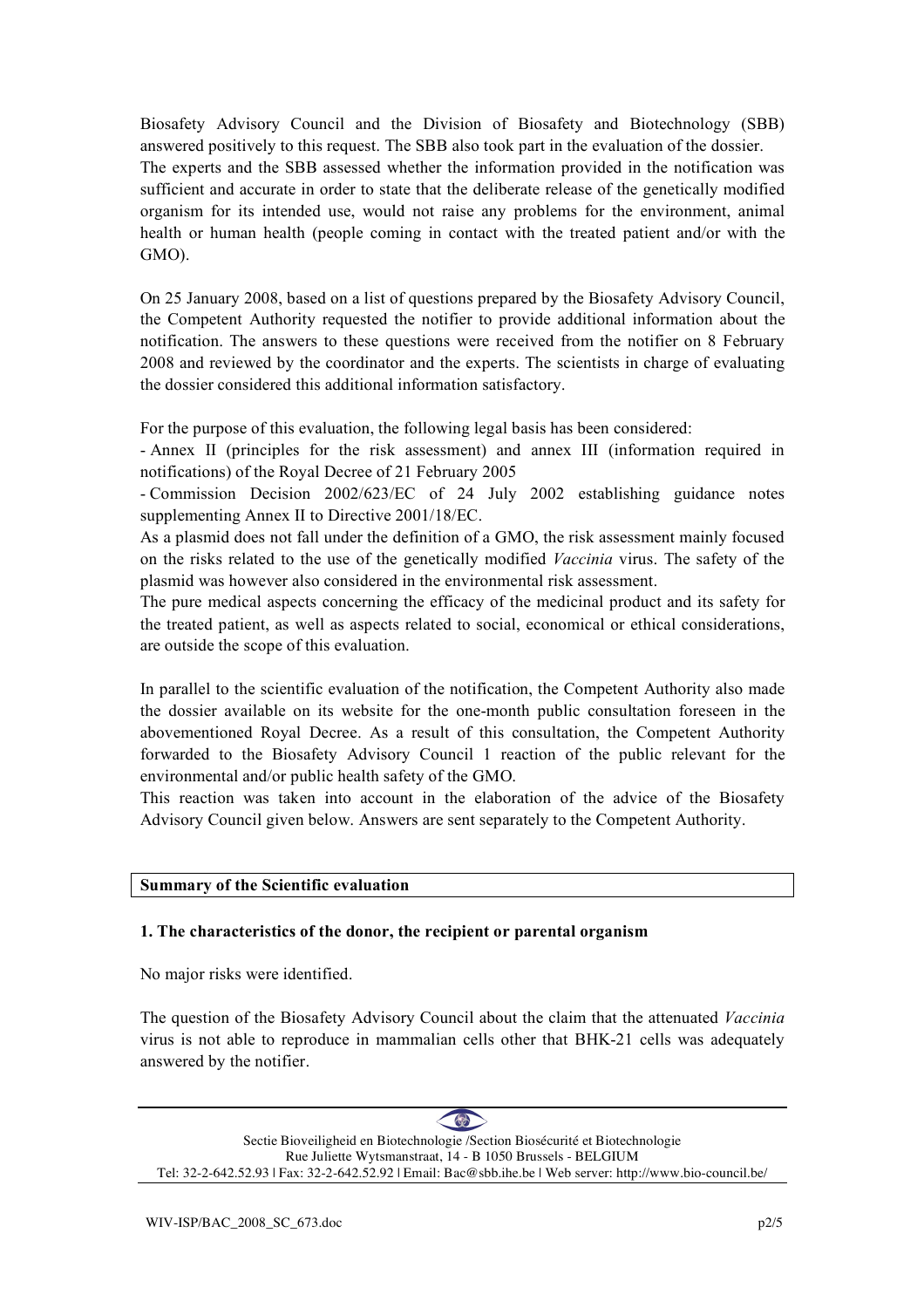Biosafety Advisory Council and the Division of Biosafety and Biotechnology (SBB) answered positively to this request. The SBB also took part in the evaluation of the dossier. The experts and the SBB assessed whether the information provided in the notification was sufficient and accurate in order to state that the deliberate release of the genetically modified organism for its intended use, would not raise any problems for the environment, animal health or human health (people coming in contact with the treated patient and/or with the GMO).

On 25 January 2008, based on a list of questions prepared by the Biosafety Advisory Council, the Competent Authority requested the notifier to provide additional information about the notification. The answers to these questions were received from the notifier on 8 February 2008 and reviewed by the coordinator and the experts. The scientists in charge of evaluating the dossier considered this additional information satisfactory.

For the purpose of this evaluation, the following legal basis has been considered:

- Annex II (principles for the risk assessment) and annex III (information required in notifications) of the Royal Decree of 21 February 2005
- Commission Decision 2002/623/EC of 24 July 2002 establishing guidance notes supplementing Annex II to Directive 2001/18/EC.

As a plasmid does not fall under the definition of a GMO, the risk assessment mainly focused on the risks related to the use of the genetically modified *Vaccinia* virus. The safety of the plasmid was however also considered in the environmental risk assessment.

The pure medical aspects concerning the efficacy of the medicinal product and its safety for the treated patient, as well as aspects related to social, economical or ethical considerations, are outside the scope of this evaluation.

In parallel to the scientific evaluation of the notification, the Competent Authority also made the dossier available on its website for the one-month public consultation foreseen in the abovementioned Royal Decree. As a result of this consultation, the Competent Authority forwarded to the Biosafety Advisory Council 1 reaction of the public relevant for the environmental and/or public health safety of the GMO.

This reaction was taken into account in the elaboration of the advice of the Biosafety Advisory Council given below. Answers are sent separately to the Competent Authority.

## Summary of the Scientific evaluation

### 1. The characteristics of the donor, the recipient or parental organism

No major risks were identified.

The question of the Biosafety Advisory Council about the claim that the attenuated *Vaccinia* virus is not able to reproduce in mammalian cells other that BHK-21 cells was adequately answered by the notifier.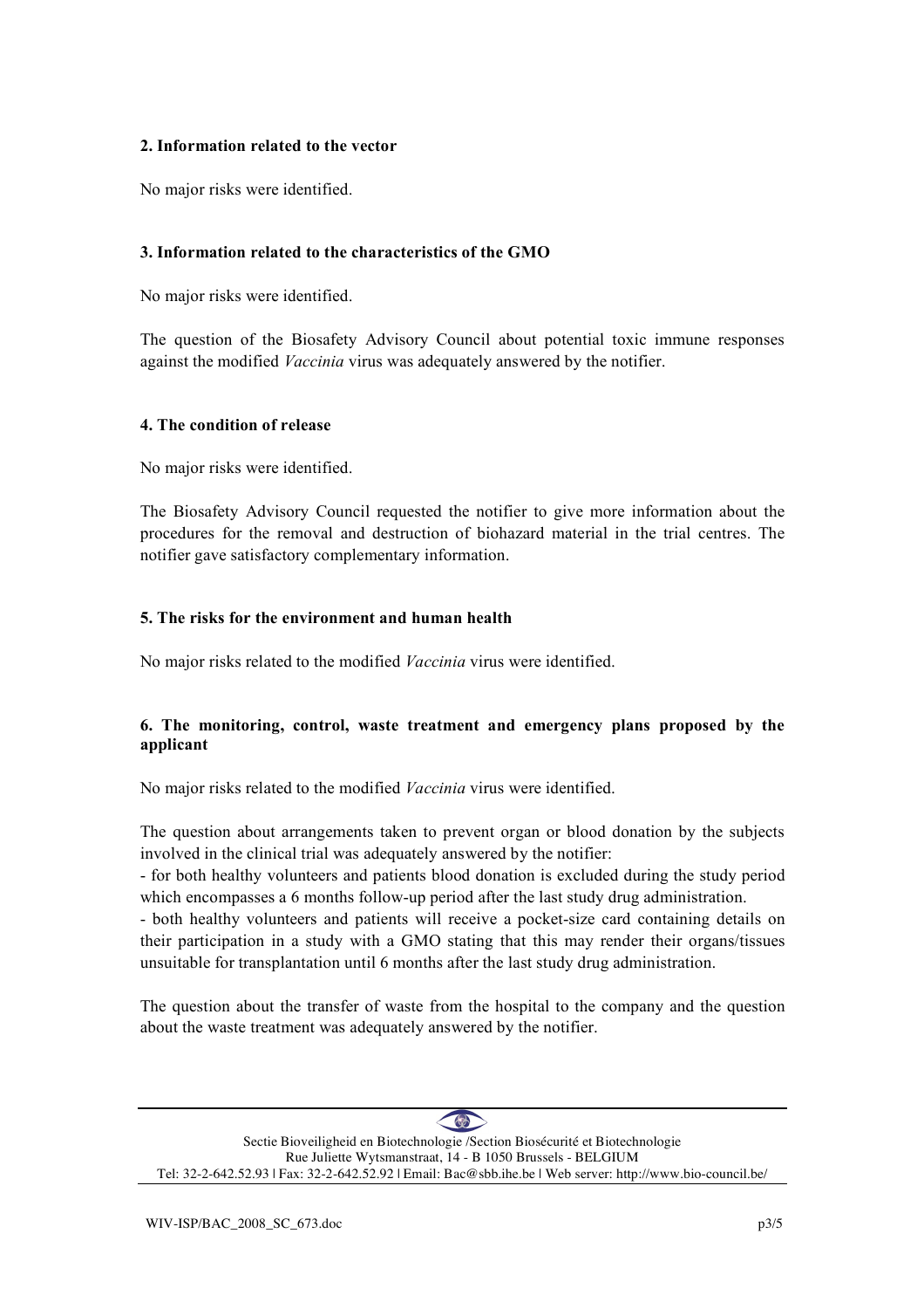**2. Information related to the vector**

No major risks were identified.

**3. Information related to the characteristics of the GMO**

No major risks were identified.

The question of the Biosafety Advisory Council about potential toxic immune responses against the modified *Vaccinia* virus was adequately answered by the notifier.

**4. The condition of release**

No major risks were identified.

The Biosafety Advisory Council requested the notifier to give more information about the procedures for the removal and destruction of biohazard material in the trial centres. The notifier gave satisfactory complementary information.

**5. The risks for the environment and human health**

No major risks related to the modified *Vaccinia* virus were identified.

**6. The monitoring, control, waste treatment and emergency plans proposed by the applicant**

No major risks related to the modified *Vaccinia* virus were identified.

The question about arrangements taken to prevent organ or blood donation by the subjects involved in the clinical trial was adequately answered by the notifier:

- for both healthy volunteers and patients blood donation is excluded during the study period which encompasses a 6 months follow-up period after the last study drug administration.
- both healthy volunteers and patients will receive a pocket-size card containing details on their participation in a study with a GMO stating that this may render their organs/tissues unsuitable for transplantation until 6 months after the last study drug administration.

The question about the transfer of waste from the hospital to the company and the question about the waste treatment was adequately answered by the notifier.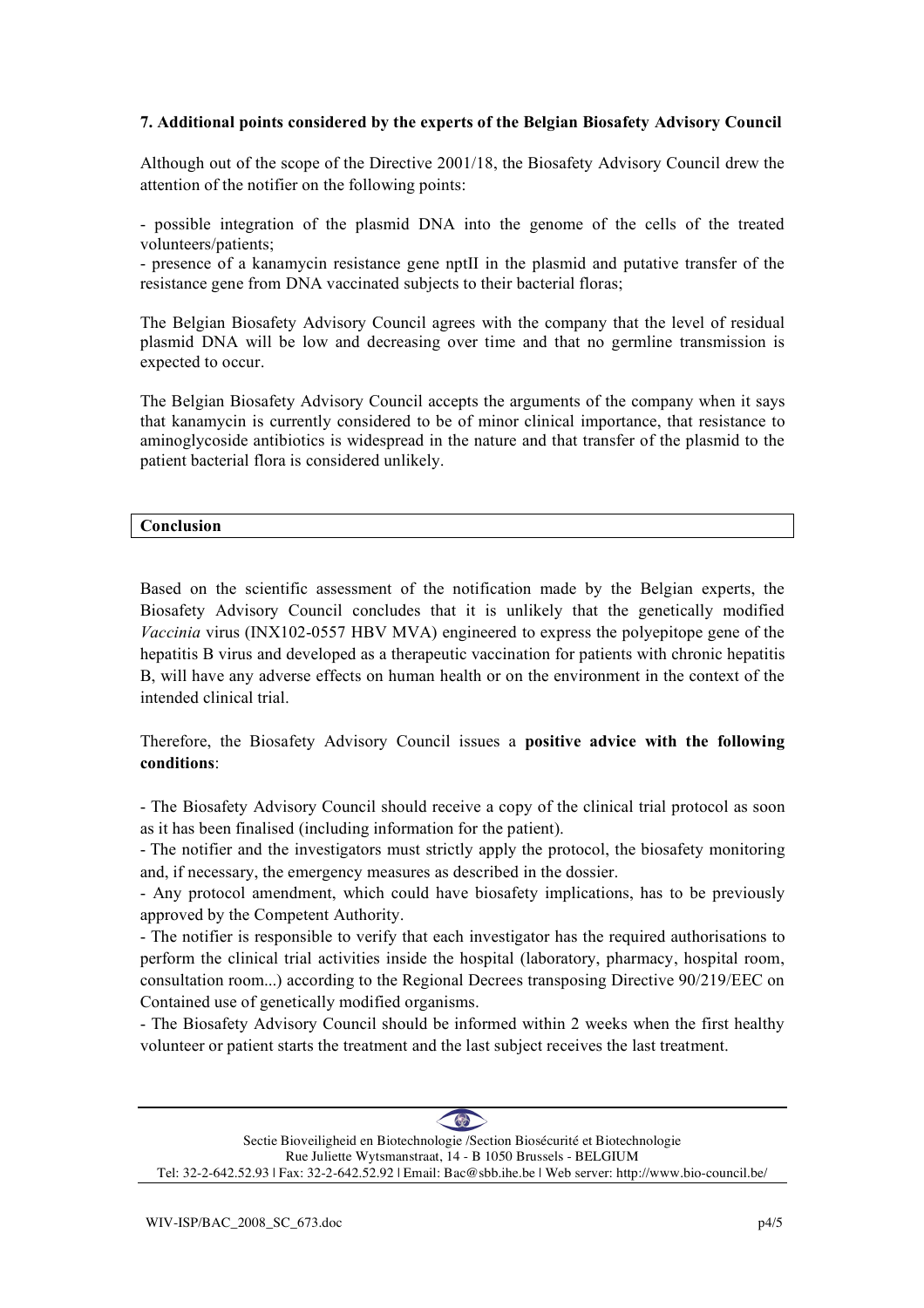### 7. Additional points considered by the experts of the Belgian Biosafety Advisory Council

Although out of the scope of the Directive 2001/18, the Biosafety Advisory Council drew the attention of the notifier on the following points:

- possible integration of the plasmid DNA into the genome of the cells of the treated volunteers/patients;
- presence of a kanamycin resistance gene nptII in the plasmid and putative transfer of the resistance gene from DNA vaccinated subjects to their bacterial floras;

The Belgian Biosafety Advisory Council agrees with the company that the level of residual plasmid DNA will be low and decreasing over time and that no germline transmission is expected to occur.

The Belgian Biosafety Advisory Council accepts the arguments of the company when it says that kanamycin is currently considered to be of minor clinical importance, that resistance to aminoglycoside antibiotics is widespread in the nature and that transfer of the plasmid to the patient bacterial flora is considered unlikely.

## Conclusion

Based on the scientific assessment of the notification made by the Belgian experts, the Biosafety Advisory Council concludes that it is unlikely that the genetically modified *Vaccinia* virus (INX102-0557 HBV MVA) engineered to express the polyepitope gene of the hepatitis B virus and developed as a therapeutic vaccination for patients with chronic hepatitis B, will have any adverse effects on human health or on the environment in the context of the intended clinical trial.

Therefore, the Biosafety Advisory Council issues a **positive advice with the following conditions**:

- The Biosafety Advisory Council should receive a copy of the clinical trial protocol as soon as it has been finalised (including information for the patient).
- The notifier and the investigators must strictly apply the protocol, the biosafety monitoring and, if necessary, the emergency measures as described in the dossier.
- Any protocol amendment, which could have biosafety implications, has to be previously approved by the Competent Authority.
- The notifier is responsible to verify that each investigator has the required authorisations to perform the clinical trial activities inside the hospital (laboratory, pharmacy, hospital room, consultation room...) according to the Regional Decrees transposing Directive 90/219/EEC on Contained use of genetically modified organisms.
- The Biosafety Advisory Council should be informed within 2 weeks when the first healthy volunteer or patient starts the treatment and the last subject receives the last treatment.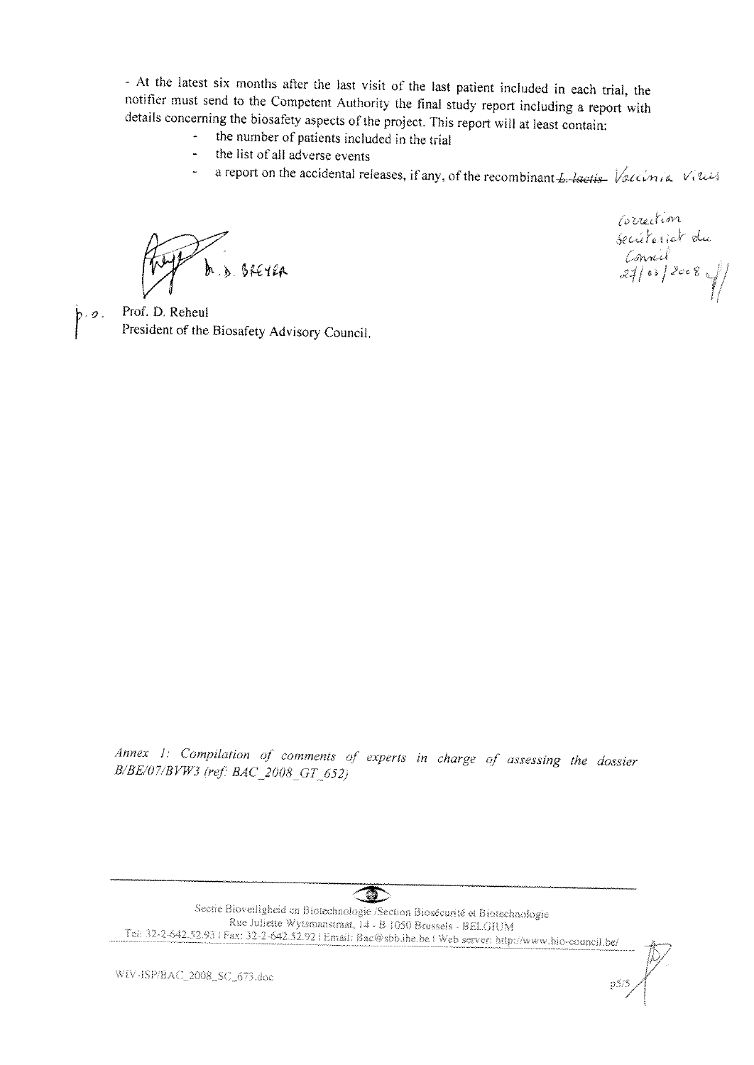- At the latest six months after the last visit of the last patient included in each trial, the notifier must send to the Competent Authority the final study report including a report with details concerning the biosafety aspects of the project. This report will at least contain:

- the number of patients included in the trial
- the list of all adverse events
- a report on the accidental releases, if any, of the recombinant ~~L. lactis~~ Vaccinia Virus

Correction secrétariat du Conseil 27/03/2008

D. BREYER

p.o. Prof. D. Reheul
President of the Biosafety Advisory Council.

*Annex 1: Compilation of comments of experts in charge of assessing the dossier B/BE/07/BVW3 (ref: BAC_2008_GT_652)*

Sectie Bioveiligheid en Biotechnologie /Section Biosécurité et Biotechnologie
Rue Juliette Wytsmanstraat, 14 - B 1050 Brussels - BELGIUM
Tel: 32-2-642.52.93 | Fax: 32-2-642.52.92 | Email: Bac@sbb.ihe.be | Web server: http://www.bio-council.be/

WIV-ISP/BAC_2008_SC_673.doc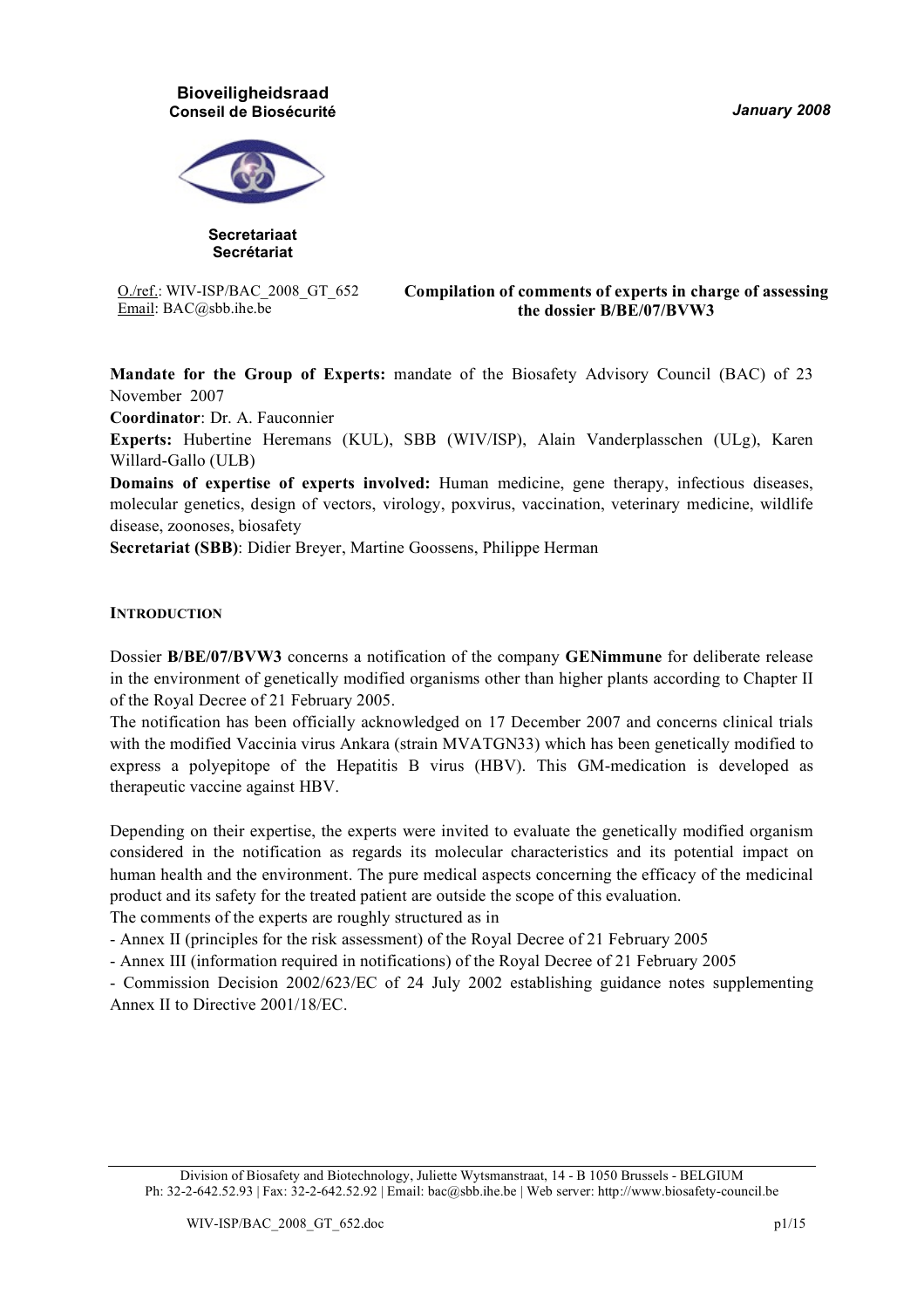**Bioveiligheidsraad**
**Conseil de Biosécurité**

**Secretariaat**
**Secrétariat**

*January 2008*

O./ref.: WIV-ISP/BAC_2008_GT_652
Email: BAC@sbb.ihe.be

**Compilation of comments of experts in charge of assessing the dossier B/BE/07/BVW3**

**Mandate for the Group of Experts:** mandate of the Biosafety Advisory Council (BAC) of 23 November 2007

**Coordinator**: Dr. A. Fauconnier

**Experts:** Hubertine Heremans (KUL), SBB (WIV/ISP), Alain Vanderplasschen (ULg), Karen Willard-Gallo (ULB)

**Domains of expertise of experts involved:** Human medicine, gene therapy, infectious diseases, molecular genetics, design of vectors, virology, poxvirus, vaccination, veterinary medicine, wildlife disease, zoonoses, biosafety

**Secretariat (SBB)**: Didier Breyer, Martine Goossens, Philippe Herman

## INTRODUCTION

Dossier **B/BE/07/BVW3** concerns a notification of the company **GENimmune** for deliberate release in the environment of genetically modified organisms other than higher plants according to Chapter II of the Royal Decree of 21 February 2005.

The notification has been officially acknowledged on 17 December 2007 and concerns clinical trials with the modified Vaccinia virus Ankara (strain MVATGN33) which has been genetically modified to express a polyepitope of the Hepatitis B virus (HBV). This GM-medication is developed as therapeutic vaccine against HBV.

Depending on their expertise, the experts were invited to evaluate the genetically modified organism considered in the notification as regards its molecular characteristics and its potential impact on human health and the environment. The pure medical aspects concerning the efficacy of the medicinal product and its safety for the treated patient are outside the scope of this evaluation.

The comments of the experts are roughly structured as in

- Annex II (principles for the risk assessment) of the Royal Decree of 21 February 2005
- Annex III (information required in notifications) of the Royal Decree of 21 February 2005
- Commission Decision 2002/623/EC of 24 July 2002 establishing guidance notes supplementing Annex II to Directive 2001/18/EC.

Division of Biosafety and Biotechnology, Juliette Wytsmanstraat, 14 - B 1050 Brussels - BELGIUM
Ph: 32-2-642.52.93 | Fax: 32-2-642.52.92 | Email: bac@sbb.ihe.be | Web server: http://www.biosafety-council.be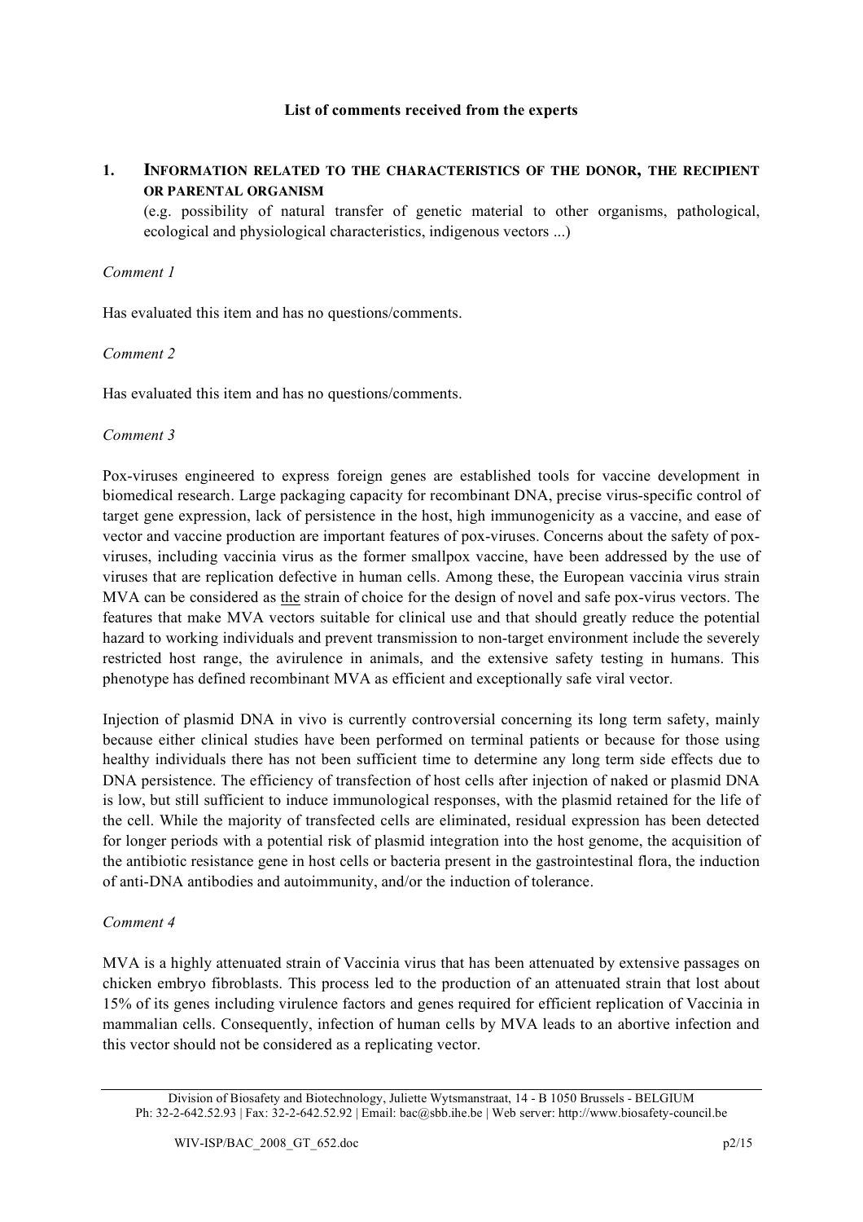**List of comments received from the experts**

## 1. INFORMATION RELATED TO THE CHARACTERISTICS OF THE DONOR, THE RECIPIENT OR PARENTAL ORGANISM

(e.g. possibility of natural transfer of genetic material to other organisms, pathological, ecological and physiological characteristics, indigenous vectors ...)

*Comment 1*

Has evaluated this item and has no questions/comments.

*Comment 2*

Has evaluated this item and has no questions/comments.

*Comment 3*

Pox-viruses engineered to express foreign genes are established tools for vaccine development in biomedical research. Large packaging capacity for recombinant DNA, precise virus-specific control of target gene expression, lack of persistence in the host, high immunogenicity as a vaccine, and ease of vector and vaccine production are important features of pox-viruses. Concerns about the safety of pox-viruses, including vaccinia virus as the former smallpox vaccine, have been addressed by the use of viruses that are replication defective in human cells. Among these, the European vaccinia virus strain MVA can be considered as the strain of choice for the design of novel and safe pox-virus vectors. The features that make MVA vectors suitable for clinical use and that should greatly reduce the potential hazard to working individuals and prevent transmission to non-target environment include the severely restricted host range, the avirulence in animals, and the extensive safety testing in humans. This phenotype has defined recombinant MVA as efficient and exceptionally safe viral vector.

Injection of plasmid DNA in vivo is currently controversial concerning its long term safety, mainly because either clinical studies have been performed on terminal patients or because for those using healthy individuals there has not been sufficient time to determine any long term side effects due to DNA persistence. The efficiency of transfection of host cells after injection of naked or plasmid DNA is low, but still sufficient to induce immunological responses, with the plasmid retained for the life of the cell. While the majority of transfected cells are eliminated, residual expression has been detected for longer periods with a potential risk of plasmid integration into the host genome, the acquisition of the antibiotic resistance gene in host cells or bacteria present in the gastrointestinal flora, the induction of anti-DNA antibodies and autoimmunity, and/or the induction of tolerance.

*Comment 4*

MVA is a highly attenuated strain of Vaccinia virus that has been attenuated by extensive passages on chicken embryo fibroblasts. This process led to the production of an attenuated strain that lost about 15% of its genes including virulence factors and genes required for efficient replication of Vaccinia in mammalian cells. Consequently, infection of human cells by MVA leads to an abortive infection and this vector should not be considered as a replicating vector.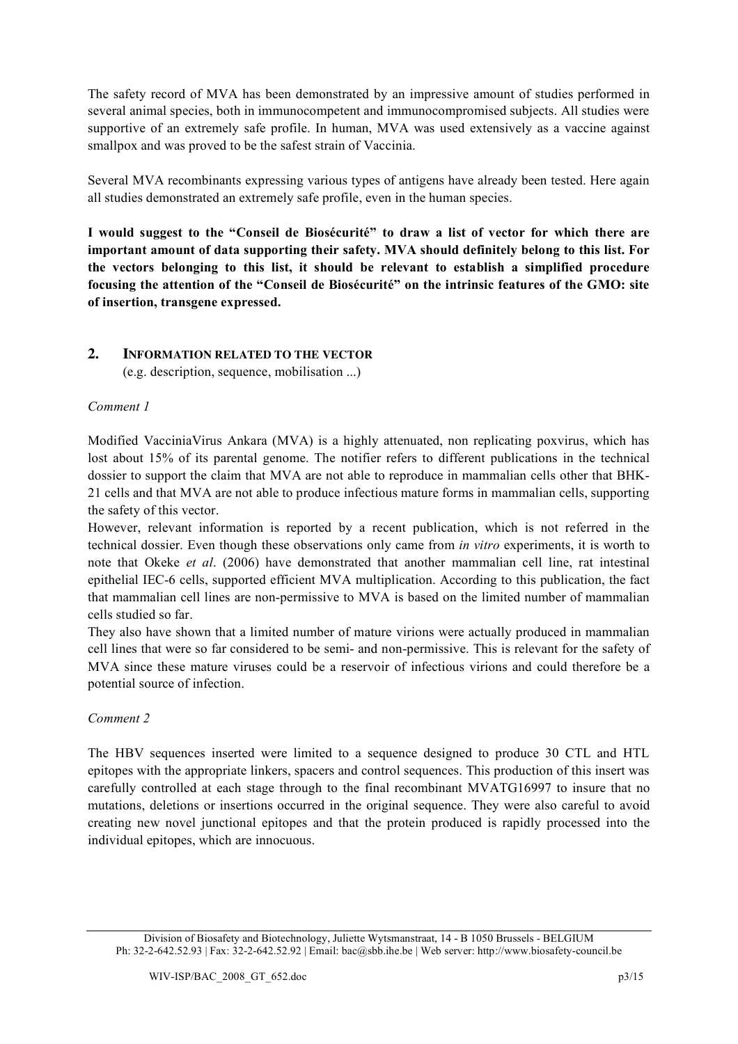The safety record of MVA has been demonstrated by an impressive amount of studies performed in several animal species, both in immunocompetent and immunocompromised subjects. All studies were supportive of an extremely safe profile. In human, MVA was used extensively as a vaccine against smallpox and was proved to be the safest strain of Vaccinia.

Several MVA recombinants expressing various types of antigens have already been tested. Here again all studies demonstrated an extremely safe profile, even in the human species.

**I would suggest to the "Conseil de Biosécurité" to draw a list of vector for which there are important amount of data supporting their safety. MVA should definitely belong to this list. For the vectors belonging to this list, it should be relevant to establish a simplified procedure focusing the attention of the "Conseil de Biosécurité" on the intrinsic features of the GMO: site of insertion, transgene expressed.**

## 2. INFORMATION RELATED TO THE VECTOR

(e.g. description, sequence, mobilisation ...)

*Comment 1*

Modified VacciniaVirus Ankara (MVA) is a highly attenuated, non replicating poxvirus, which has lost about 15% of its parental genome. The notifier refers to different publications in the technical dossier to support the claim that MVA are not able to reproduce in mammalian cells other that BHK-21 cells and that MVA are not able to produce infectious mature forms in mammalian cells, supporting the safety of this vector.

However, relevant information is reported by a recent publication, which is not referred in the technical dossier. Even though these observations only came from *in vitro* experiments, it is worth to note that Okeke *et al*. (2006) have demonstrated that another mammalian cell line, rat intestinal epithelial IEC-6 cells, supported efficient MVA multiplication. According to this publication, the fact that mammalian cell lines are non-permissive to MVA is based on the limited number of mammalian cells studied so far.

They also have shown that a limited number of mature virions were actually produced in mammalian cell lines that were so far considered to be semi- and non-permissive. This is relevant for the safety of MVA since these mature viruses could be a reservoir of infectious virions and could therefore be a potential source of infection.

*Comment 2*

The HBV sequences inserted were limited to a sequence designed to produce 30 CTL and HTL epitopes with the appropriate linkers, spacers and control sequences. This production of this insert was carefully controlled at each stage through to the final recombinant MVATG16997 to insure that no mutations, deletions or insertions occurred in the original sequence. They were also careful to avoid creating new novel junctional epitopes and that the protein produced is rapidly processed into the individual epitopes, which are innocuous.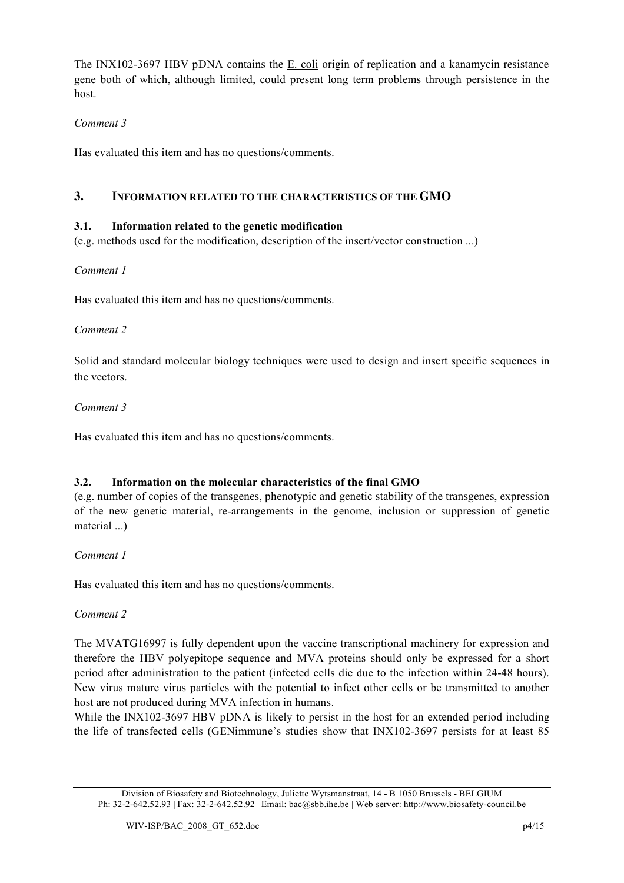The INX102-3697 HBV pDNA contains the E. coli origin of replication and a kanamycin resistance gene both of which, although limited, could present long term problems through persistence in the host.

*Comment 3*

Has evaluated this item and has no questions/comments.

## 3. INFORMATION RELATED TO THE CHARACTERISTICS OF THE GMO

### 3.1. Information related to the genetic modification

(e.g. methods used for the modification, description of the insert/vector construction ...)

*Comment 1*

Has evaluated this item and has no questions/comments.

*Comment 2*

Solid and standard molecular biology techniques were used to design and insert specific sequences in the vectors.

*Comment 3*

Has evaluated this item and has no questions/comments.

### 3.2. Information on the molecular characteristics of the final GMO

(e.g. number of copies of the transgenes, phenotypic and genetic stability of the transgenes, expression of the new genetic material, re-arrangements in the genome, inclusion or suppression of genetic material ...)

*Comment 1*

Has evaluated this item and has no questions/comments.

*Comment 2*

The MVATG16997 is fully dependent upon the vaccine transcriptional machinery for expression and therefore the HBV polyepitope sequence and MVA proteins should only be expressed for a short period after administration to the patient (infected cells die due to the infection within 24-48 hours). New virus mature virus particles with the potential to infect other cells or be transmitted to another host are not produced during MVA infection in humans.

While the INX102-3697 HBV pDNA is likely to persist in the host for an extended period including the life of transfected cells (GENimmune's studies show that INX102-3697 persists for at least 85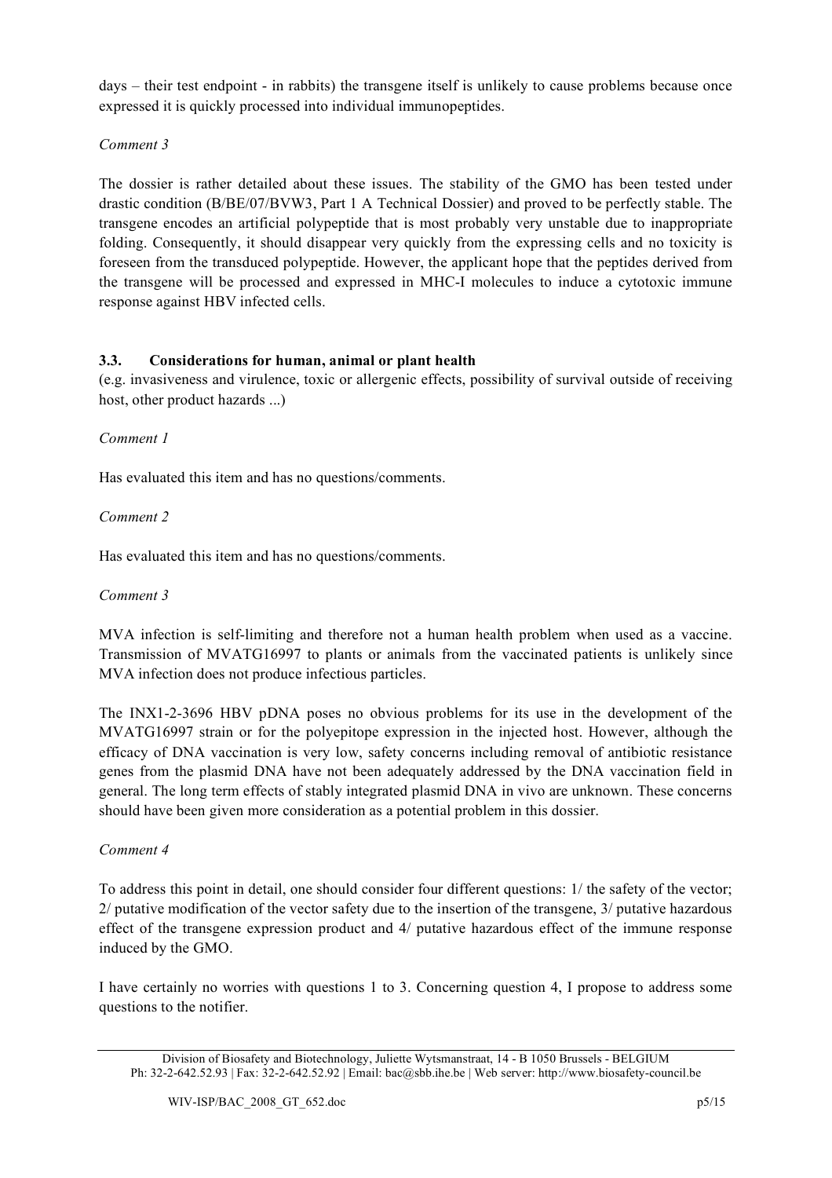days – their test endpoint - in rabbits) the transgene itself is unlikely to cause problems because once expressed it is quickly processed into individual immunopeptides.

*Comment 3*

The dossier is rather detailed about these issues. The stability of the GMO has been tested under drastic condition (B/BE/07/BVW3, Part 1 A Technical Dossier) and proved to be perfectly stable. The transgene encodes an artificial polypeptide that is most probably very unstable due to inappropriate folding. Consequently, it should disappear very quickly from the expressing cells and no toxicity is foreseen from the transduced polypeptide. However, the applicant hope that the peptides derived from the transgene will be processed and expressed in MHC-I molecules to induce a cytotoxic immune response against HBV infected cells.

### 3.3. Considerations for human, animal or plant health

(e.g. invasiveness and virulence, toxic or allergenic effects, possibility of survival outside of receiving host, other product hazards ...)

*Comment 1*

Has evaluated this item and has no questions/comments.

*Comment 2*

Has evaluated this item and has no questions/comments.

*Comment 3*

MVA infection is self-limiting and therefore not a human health problem when used as a vaccine. Transmission of MVATG16997 to plants or animals from the vaccinated patients is unlikely since MVA infection does not produce infectious particles.

The INX1-2-3696 HBV pDNA poses no obvious problems for its use in the development of the MVATG16997 strain or for the polyepitope expression in the injected host. However, although the efficacy of DNA vaccination is very low, safety concerns including removal of antibiotic resistance genes from the plasmid DNA have not been adequately addressed by the DNA vaccination field in general. The long term effects of stably integrated plasmid DNA in vivo are unknown. These concerns should have been given more consideration as a potential problem in this dossier.

*Comment 4*

To address this point in detail, one should consider four different questions: 1/ the safety of the vector; 2/ putative modification of the vector safety due to the insertion of the transgene, 3/ putative hazardous effect of the transgene expression product and 4/ putative hazardous effect of the immune response induced by the GMO.

I have certainly no worries with questions 1 to 3. Concerning question 4, I propose to address some questions to the notifier.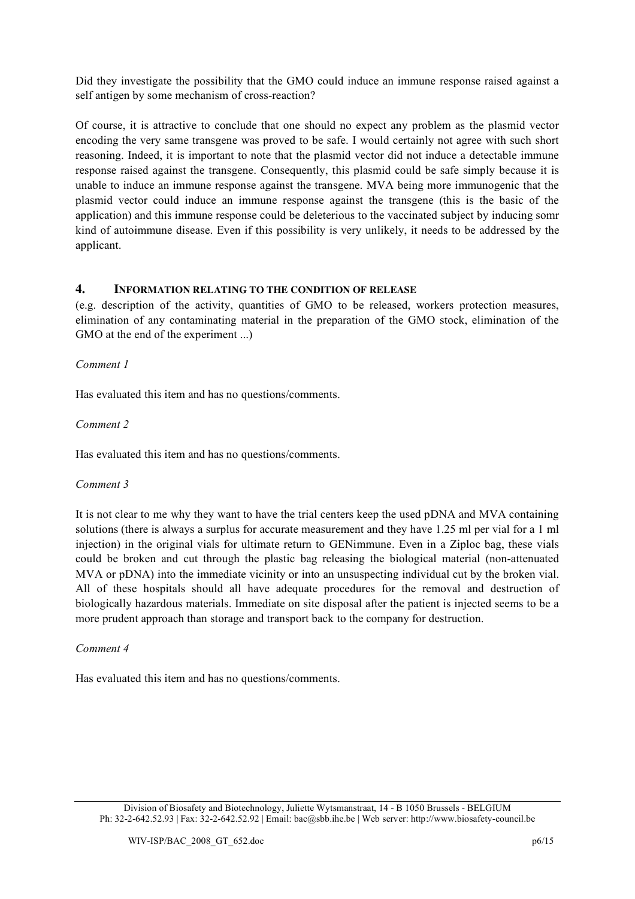Did they investigate the possibility that the GMO could induce an immune response raised against a self antigen by some mechanism of cross-reaction?

Of course, it is attractive to conclude that one should no expect any problem as the plasmid vector encoding the very same transgene was proved to be safe. I would certainly not agree with such short reasoning. Indeed, it is important to note that the plasmid vector did not induce a detectable immune response raised against the transgene. Consequently, this plasmid could be safe simply because it is unable to induce an immune response against the transgene. MVA being more immunogenic that the plasmid vector could induce an immune response against the transgene (this is the basic of the application) and this immune response could be deleterious to the vaccinated subject by inducing somr kind of autoimmune disease. Even if this possibility is very unlikely, it needs to be addressed by the applicant.

## 4. INFORMATION RELATING TO THE CONDITION OF RELEASE

(e.g. description of the activity, quantities of GMO to be released, workers protection measures, elimination of any contaminating material in the preparation of the GMO stock, elimination of the GMO at the end of the experiment ...)

*Comment 1*

Has evaluated this item and has no questions/comments.

*Comment 2*

Has evaluated this item and has no questions/comments.

*Comment 3*

It is not clear to me why they want to have the trial centers keep the used pDNA and MVA containing solutions (there is always a surplus for accurate measurement and they have 1.25 ml per vial for a 1 ml injection) in the original vials for ultimate return to GENimmune. Even in a Ziploc bag, these vials could be broken and cut through the plastic bag releasing the biological material (non-attenuated MVA or pDNA) into the immediate vicinity or into an unsuspecting individual cut by the broken vial. All of these hospitals should all have adequate procedures for the removal and destruction of biologically hazardous materials. Immediate on site disposal after the patient is injected seems to be a more prudent approach than storage and transport back to the company for destruction.

*Comment 4*

Has evaluated this item and has no questions/comments.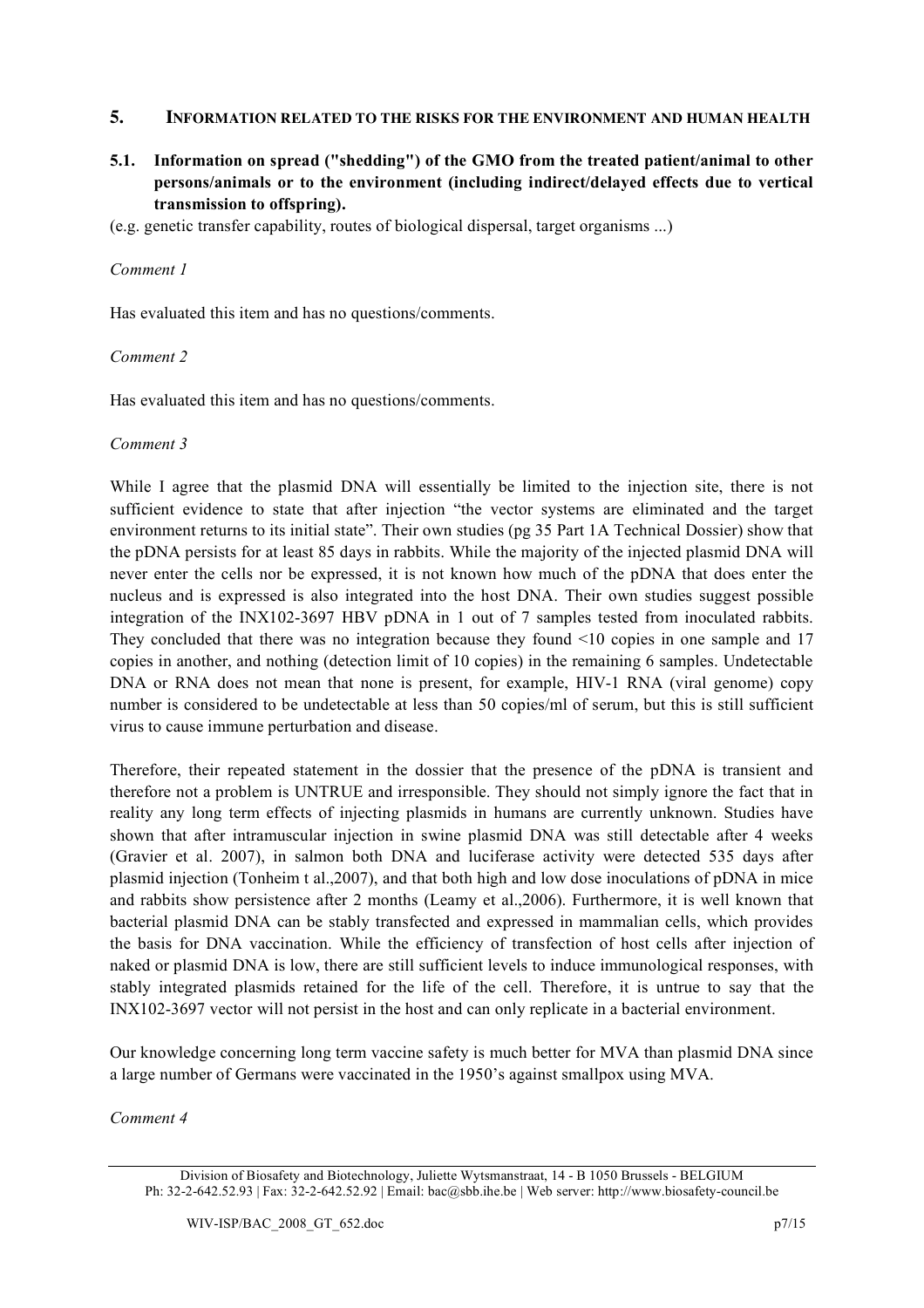## 5. INFORMATION RELATED TO THE RISKS FOR THE ENVIRONMENT AND HUMAN HEALTH

### 5.1. Information on spread ("shedding") of the GMO from the treated patient/animal to other persons/animals or to the environment (including indirect/delayed effects due to vertical transmission to offspring).

(e.g. genetic transfer capability, routes of biological dispersal, target organisms ...)

*Comment 1*

Has evaluated this item and has no questions/comments.

*Comment 2*

Has evaluated this item and has no questions/comments.

*Comment 3*

While I agree that the plasmid DNA will essentially be limited to the injection site, there is not sufficient evidence to state that after injection "the vector systems are eliminated and the target environment returns to its initial state". Their own studies (pg 35 Part 1A Technical Dossier) show that the pDNA persists for at least 85 days in rabbits. While the majority of the injected plasmid DNA will never enter the cells nor be expressed, it is not known how much of the pDNA that does enter the nucleus and is expressed is also integrated into the host DNA. Their own studies suggest possible integration of the INX102-3697 HBV pDNA in 1 out of 7 samples tested from inoculated rabbits. They concluded that there was no integration because they found <10 copies in one sample and 17 copies in another, and nothing (detection limit of 10 copies) in the remaining 6 samples. Undetectable DNA or RNA does not mean that none is present, for example, HIV-1 RNA (viral genome) copy number is considered to be undetectable at less than 50 copies/ml of serum, but this is still sufficient virus to cause immune perturbation and disease.

Therefore, their repeated statement in the dossier that the presence of the pDNA is transient and therefore not a problem is UNTRUE and irresponsible. They should not simply ignore the fact that in reality any long term effects of injecting plasmids in humans are currently unknown. Studies have shown that after intramuscular injection in swine plasmid DNA was still detectable after 4 weeks (Gravier et al. 2007), in salmon both DNA and luciferase activity were detected 535 days after plasmid injection (Tonheim t al.,2007), and that both high and low dose inoculations of pDNA in mice and rabbits show persistence after 2 months (Leamy et al.,2006). Furthermore, it is well known that bacterial plasmid DNA can be stably transfected and expressed in mammalian cells, which provides the basis for DNA vaccination. While the efficiency of transfection of host cells after injection of naked or plasmid DNA is low, there are still sufficient levels to induce immunological responses, with stably integrated plasmids retained for the life of the cell. Therefore, it is untrue to say that the INX102-3697 vector will not persist in the host and can only replicate in a bacterial environment.

Our knowledge concerning long term vaccine safety is much better for MVA than plasmid DNA since a large number of Germans were vaccinated in the 1950's against smallpox using MVA.

*Comment 4*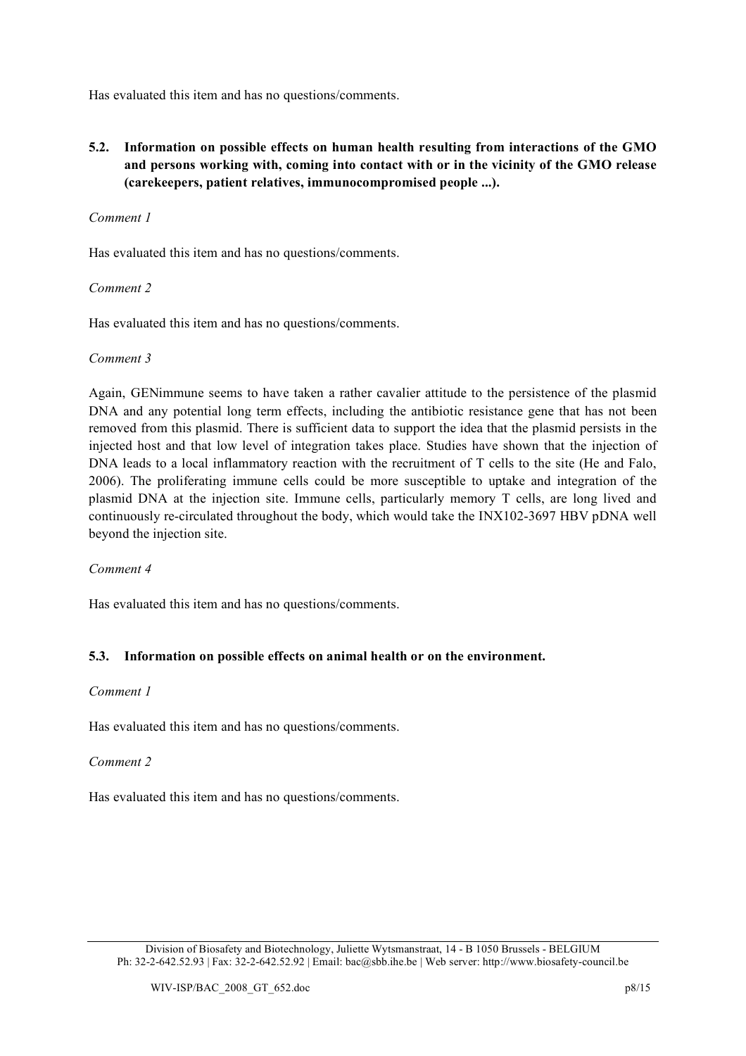Has evaluated this item and has no questions/comments.

### 5.2. Information on possible effects on human health resulting from interactions of the GMO and persons working with, coming into contact with or in the vicinity of the GMO release (carekeepers, patient relatives, immunocompromised people ...).

*Comment 1*

Has evaluated this item and has no questions/comments.

*Comment 2*

Has evaluated this item and has no questions/comments.

*Comment 3*

Again, GENimmune seems to have taken a rather cavalier attitude to the persistence of the plasmid DNA and any potential long term effects, including the antibiotic resistance gene that has not been removed from this plasmid. There is sufficient data to support the idea that the plasmid persists in the injected host and that low level of integration takes place. Studies have shown that the injection of DNA leads to a local inflammatory reaction with the recruitment of T cells to the site (He and Falo, 2006). The proliferating immune cells could be more susceptible to uptake and integration of the plasmid DNA at the injection site. Immune cells, particularly memory T cells, are long lived and continuously re-circulated throughout the body, which would take the INX102-3697 HBV pDNA well beyond the injection site.

*Comment 4*

Has evaluated this item and has no questions/comments.

### 5.3. Information on possible effects on animal health or on the environment.

*Comment 1*

Has evaluated this item and has no questions/comments.

*Comment 2*

Has evaluated this item and has no questions/comments.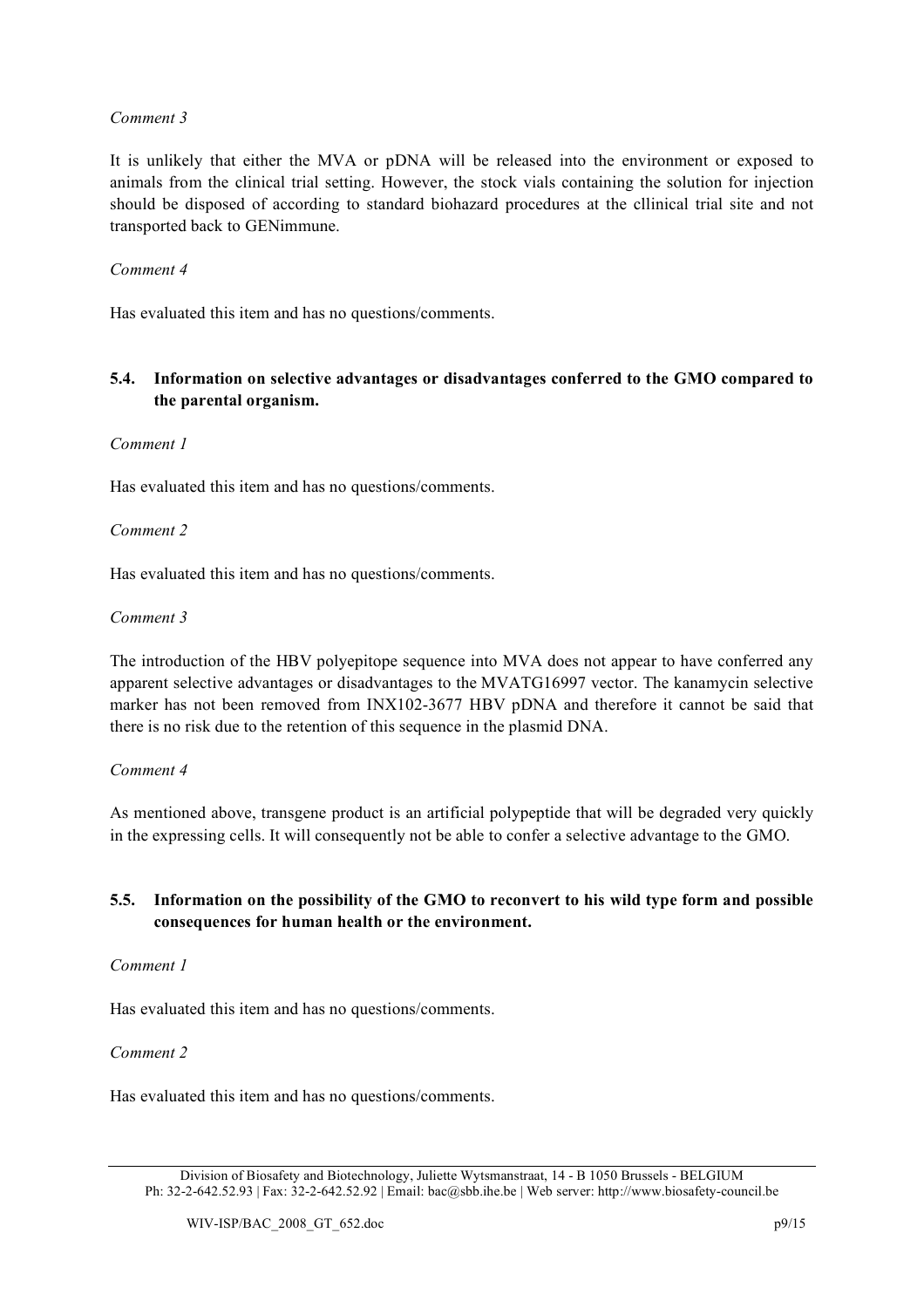*Comment 3*

It is unlikely that either the MVA or pDNA will be released into the environment or exposed to animals from the clinical trial setting. However, the stock vials containing the solution for injection should be disposed of according to standard biohazard procedures at the cllinical trial site and not transported back to GENimmune.

*Comment 4*

Has evaluated this item and has no questions/comments.

### 5.4. Information on selective advantages or disadvantages conferred to the GMO compared to the parental organism.

*Comment 1*

Has evaluated this item and has no questions/comments.

*Comment 2*

Has evaluated this item and has no questions/comments.

*Comment 3*

The introduction of the HBV polyepitope sequence into MVA does not appear to have conferred any apparent selective advantages or disadvantages to the MVATG16997 vector. The kanamycin selective marker has not been removed from INX102-3677 HBV pDNA and therefore it cannot be said that there is no risk due to the retention of this sequence in the plasmid DNA.

*Comment 4*

As mentioned above, transgene product is an artificial polypeptide that will be degraded very quickly in the expressing cells. It will consequently not be able to confer a selective advantage to the GMO.

### 5.5. Information on the possibility of the GMO to reconvert to his wild type form and possible consequences for human health or the environment.

*Comment 1*

Has evaluated this item and has no questions/comments.

*Comment 2*

Has evaluated this item and has no questions/comments.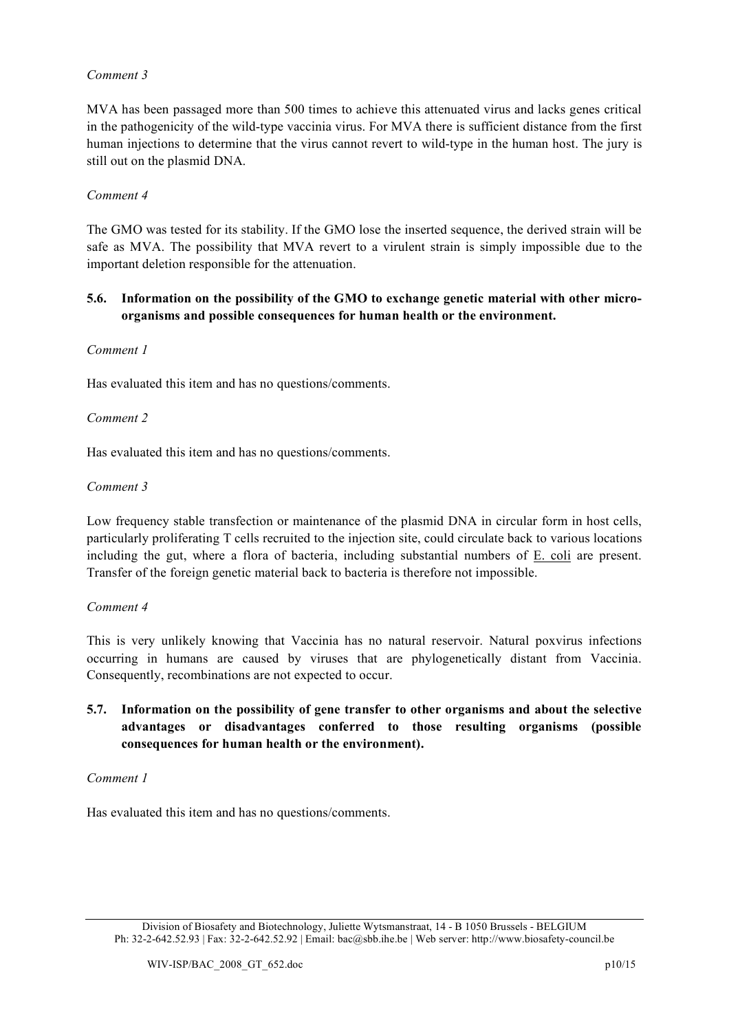*Comment 3*

MVA has been passaged more than 500 times to achieve this attenuated virus and lacks genes critical in the pathogenicity of the wild-type vaccinia virus. For MVA there is sufficient distance from the first human injections to determine that the virus cannot revert to wild-type in the human host. The jury is still out on the plasmid DNA.

*Comment 4*

The GMO was tested for its stability. If the GMO lose the inserted sequence, the derived strain will be safe as MVA. The possibility that MVA revert to a virulent strain is simply impossible due to the important deletion responsible for the attenuation.

### 5.6. Information on the possibility of the GMO to exchange genetic material with other micro-organisms and possible consequences for human health or the environment.

*Comment 1*

Has evaluated this item and has no questions/comments.

*Comment 2*

Has evaluated this item and has no questions/comments.

*Comment 3*

Low frequency stable transfection or maintenance of the plasmid DNA in circular form in host cells, particularly proliferating T cells recruited to the injection site, could circulate back to various locations including the gut, where a flora of bacteria, including substantial numbers of E. coli are present. Transfer of the foreign genetic material back to bacteria is therefore not impossible.

*Comment 4*

This is very unlikely knowing that Vaccinia has no natural reservoir. Natural poxvirus infections occurring in humans are caused by viruses that are phylogenetically distant from Vaccinia. Consequently, recombinations are not expected to occur.

### 5.7. Information on the possibility of gene transfer to other organisms and about the selective advantages or disadvantages conferred to those resulting organisms (possible consequences for human health or the environment).

*Comment 1*

Has evaluated this item and has no questions/comments.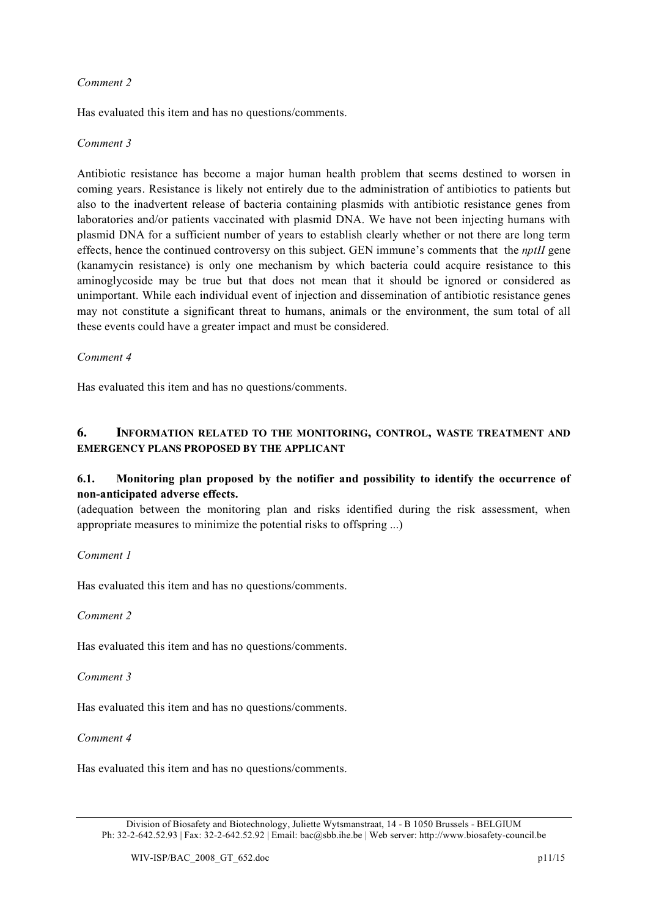*Comment 2*

Has evaluated this item and has no questions/comments.

*Comment 3*

Antibiotic resistance has become a major human health problem that seems destined to worsen in coming years. Resistance is likely not entirely due to the administration of antibiotics to patients but also to the inadvertent release of bacteria containing plasmids with antibiotic resistance genes from laboratories and/or patients vaccinated with plasmid DNA. We have not been injecting humans with plasmid DNA for a sufficient number of years to establish clearly whether or not there are long term effects, hence the continued controversy on this subject. GEN immune's comments that the *nptII* gene (kanamycin resistance) is only one mechanism by which bacteria could acquire resistance to this aminoglycoside may be true but that does not mean that it should be ignored or considered as unimportant. While each individual event of injection and dissemination of antibiotic resistance genes may not constitute a significant threat to humans, animals or the environment, the sum total of all these events could have a greater impact and must be considered.

*Comment 4*

Has evaluated this item and has no questions/comments.

## 6. Information related to the monitoring, control, waste treatment and emergency plans proposed by the applicant

### 6.1. Monitoring plan proposed by the notifier and possibility to identify the occurrence of non-anticipated adverse effects.

(adequation between the monitoring plan and risks identified during the risk assessment, when appropriate measures to minimize the potential risks to offspring ...)

*Comment 1*

Has evaluated this item and has no questions/comments.

*Comment 2*

Has evaluated this item and has no questions/comments.

*Comment 3*

Has evaluated this item and has no questions/comments.

*Comment 4*

Has evaluated this item and has no questions/comments.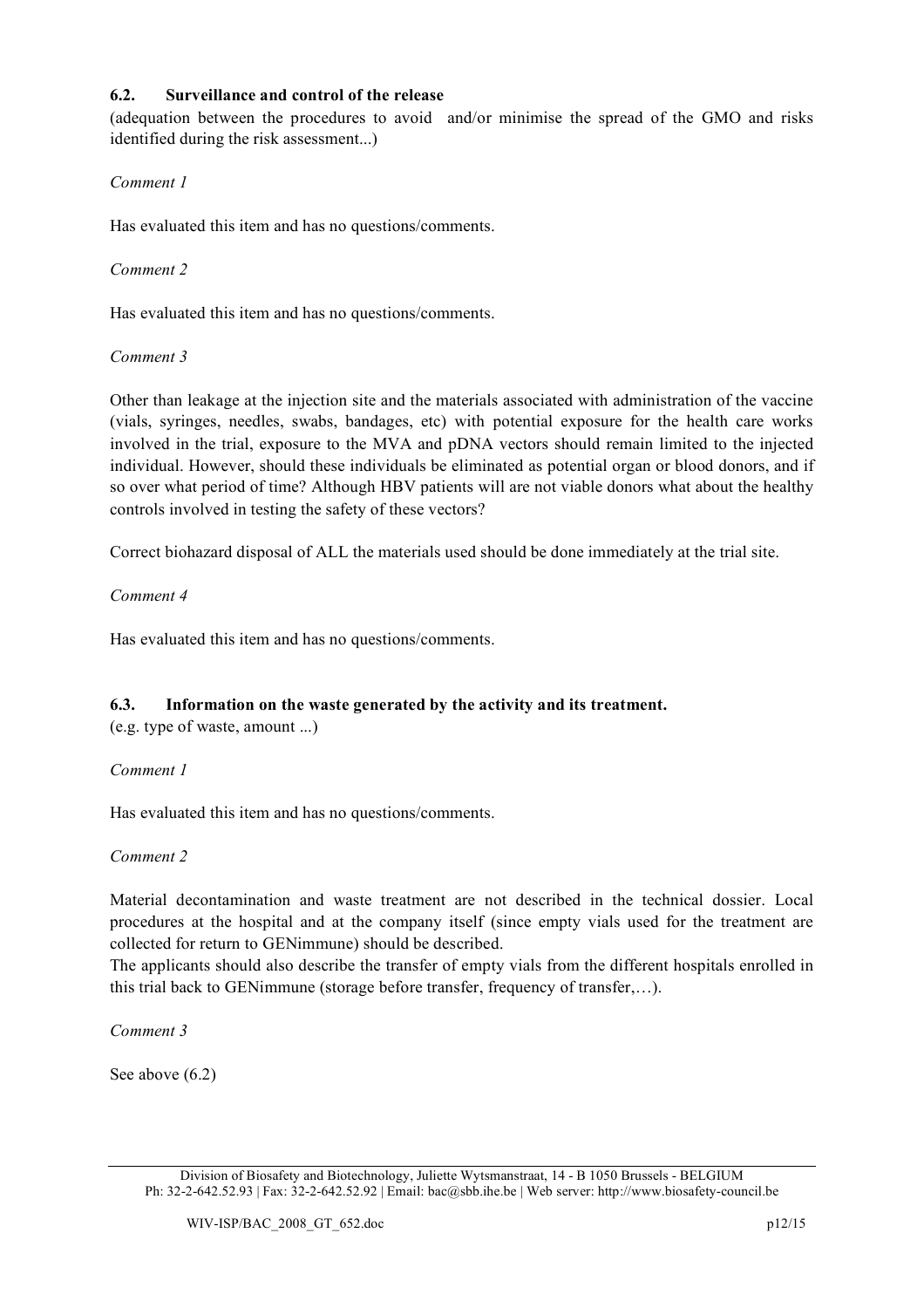### 6.2. Surveillance and control of the release

(adequation between the procedures to avoid and/or minimise the spread of the GMO and risks identified during the risk assessment...)

*Comment 1*

Has evaluated this item and has no questions/comments.

*Comment 2*

Has evaluated this item and has no questions/comments.

*Comment 3*

Other than leakage at the injection site and the materials associated with administration of the vaccine (vials, syringes, needles, swabs, bandages, etc) with potential exposure for the health care works involved in the trial, exposure to the MVA and pDNA vectors should remain limited to the injected individual. However, should these individuals be eliminated as potential organ or blood donors, and if so over what period of time? Although HBV patients will are not viable donors what about the healthy controls involved in testing the safety of these vectors?

Correct biohazard disposal of ALL the materials used should be done immediately at the trial site.

*Comment 4*

Has evaluated this item and has no questions/comments.

### 6.3. Information on the waste generated by the activity and its treatment.

(e.g. type of waste, amount ...)

*Comment 1*

Has evaluated this item and has no questions/comments.

*Comment 2*

Material decontamination and waste treatment are not described in the technical dossier. Local procedures at the hospital and at the company itself (since empty vials used for the treatment are collected for return to GENimmune) should be described.
The applicants should also describe the transfer of empty vials from the different hospitals enrolled in this trial back to GENimmune (storage before transfer, frequency of transfer,…).

*Comment 3*

See above (6.2)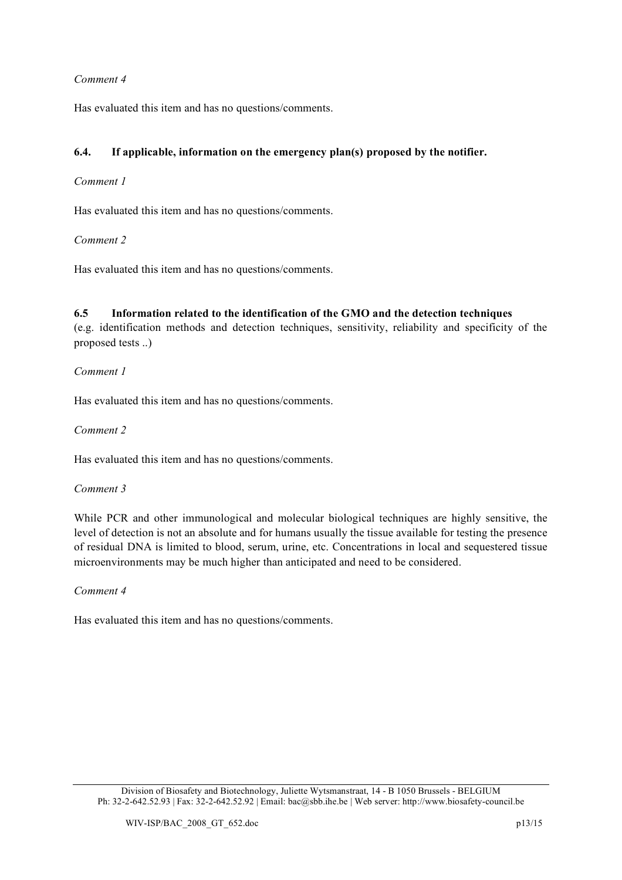*Comment 4*

Has evaluated this item and has no questions/comments.

### 6.4. If applicable, information on the emergency plan(s) proposed by the notifier.

*Comment 1*

Has evaluated this item and has no questions/comments.

*Comment 2*

Has evaluated this item and has no questions/comments.

### 6.5 Information related to the identification of the GMO and the detection techniques

(e.g. identification methods and detection techniques, sensitivity, reliability and specificity of the proposed tests ..)

*Comment 1*

Has evaluated this item and has no questions/comments.

*Comment 2*

Has evaluated this item and has no questions/comments.

*Comment 3*

While PCR and other immunological and molecular biological techniques are highly sensitive, the level of detection is not an absolute and for humans usually the tissue available for testing the presence of residual DNA is limited to blood, serum, urine, etc. Concentrations in local and sequestered tissue microenvironments may be much higher than anticipated and need to be considered.

*Comment 4*

Has evaluated this item and has no questions/comments.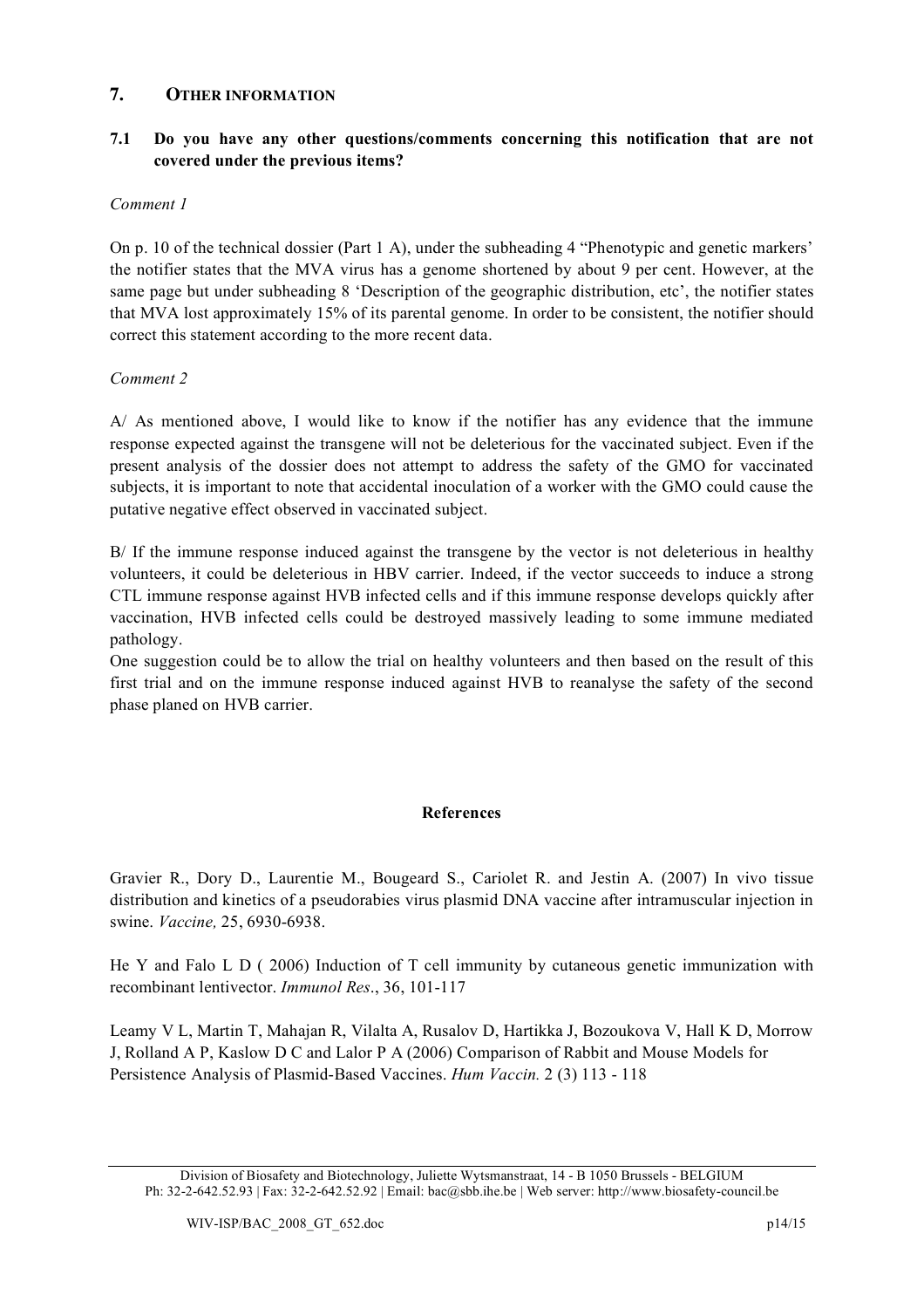## 7. OTHER INFORMATION

### 7.1 Do you have any other questions/comments concerning this notification that are not covered under the previous items?

*Comment 1*

On p. 10 of the technical dossier (Part 1 A), under the subheading 4 "Phenotypic and genetic markers' the notifier states that the MVA virus has a genome shortened by about 9 per cent. However, at the same page but under subheading 8 'Description of the geographic distribution, etc', the notifier states that MVA lost approximately 15% of its parental genome. In order to be consistent, the notifier should correct this statement according to the more recent data.

*Comment 2*

A/ As mentioned above, I would like to know if the notifier has any evidence that the immune response expected against the transgene will not be deleterious for the vaccinated subject. Even if the present analysis of the dossier does not attempt to address the safety of the GMO for vaccinated subjects, it is important to note that accidental inoculation of a worker with the GMO could cause the putative negative effect observed in vaccinated subject.

B/ If the immune response induced against the transgene by the vector is not deleterious in healthy volunteers, it could be deleterious in HBV carrier. Indeed, if the vector succeeds to induce a strong CTL immune response against HVB infected cells and if this immune response develops quickly after vaccination, HVB infected cells could be destroyed massively leading to some immune mediated pathology.
One suggestion could be to allow the trial on healthy volunteers and then based on the result of this first trial and on the immune response induced against HVB to reanalyse the safety of the second phase planed on HVB carrier.

**References**

Gravier R., Dory D., Laurentie M., Bougeard S., Cariolet R. and Jestin A. (2007) In vivo tissue distribution and kinetics of a pseudorabies virus plasmid DNA vaccine after intramuscular injection in swine. *Vaccine,* 25, 6930-6938.

He Y and Falo L D ( 2006) Induction of T cell immunity by cutaneous genetic immunization with recombinant lentivector. *Immunol Res*., 36, 101-117

Leamy V L, Martin T, Mahajan R, Vilalta A, Rusalov D, Hartikka J, Bozoukova V, Hall K D, Morrow J, Rolland A P, Kaslow D C and Lalor P A (2006) Comparison of Rabbit and Mouse Models for Persistence Analysis of Plasmid-Based Vaccines. *Hum Vaccin.* 2 (3) 113 - 118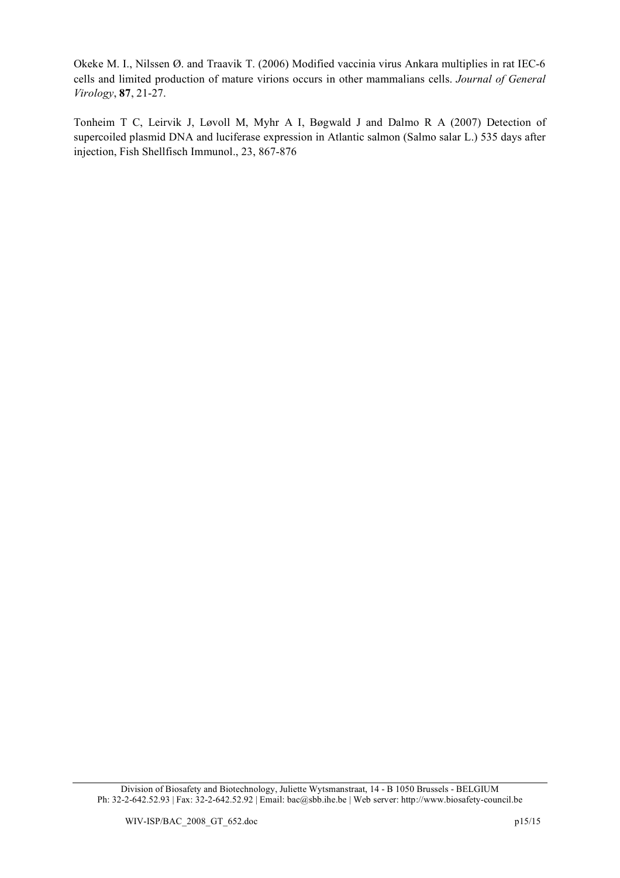Okeke M. I., Nilssen Ø. and Traavik T. (2006) Modified vaccinia virus Ankara multiplies in rat IEC-6 cells and limited production of mature virions occurs in other mammalians cells. *Journal of General Virology*, **87**, 21-27.

Tonheim T C, Leirvik J, Løvoll M, Myhr A I, Bøgwald J and Dalmo R A (2007) Detection of supercoiled plasmid DNA and luciferase expression in Atlantic salmon (Salmo salar L.) 535 days after injection, Fish Shellfisch Immunol., 23, 867-876